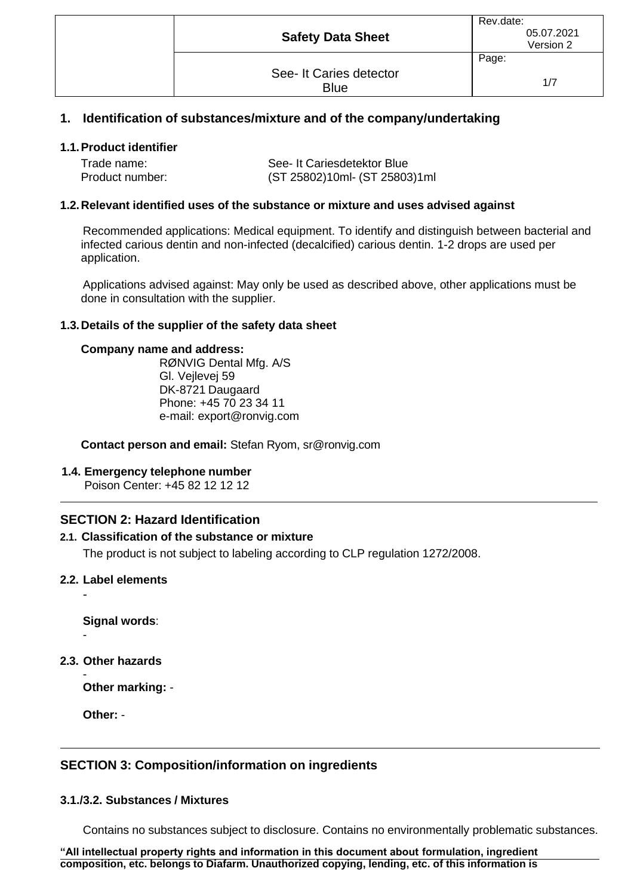## 1. Identification of substances/mixture and of the company/undertaking

### 1.1. Product identifier

Trade name: See- It Cariesdetektor Blue
Product number: (ST 25802)10ml- (ST 25803)1ml

### 1.2. Relevant identified uses of the substance or mixture and uses advised against

Recommended applications: Medical equipment. To identify and distinguish between bacterial and infected carious dentin and non-infected (decalcified) carious dentin. 1-2 drops are used per application.

Applications advised against: May only be used as described above, other applications must be done in consultation with the supplier.

### 1.3. Details of the supplier of the safety data sheet

**Company name and address:**
RØNVIG Dental Mfg. A/S
Gl. Vejlevej 59
DK-8721 Daugaard
Phone: +45 70 23 34 11
e-mail: export@ronvig.com

**Contact person and email:** Stefan Ryom, sr@ronvig.com

### 1.4. Emergency telephone number

Poison Center: +45 82 12 12 12

---

## SECTION 2: Hazard Identification

### 2.1. Classification of the substance or mixture

The product is not subject to labeling according to CLP regulation 1272/2008.

### 2.2. Label elements

-

**Signal words**:

-

### 2.3. Other hazards

-

**Other marking:** -

**Other:** -

---

## SECTION 3: Composition/information on ingredients

### 3.1./3.2. Substances / Mixtures

Contains no substances subject to disclosure. Contains no environmentally problematic substances.

**"All intellectual property rights and information in this document about formulation, ingredient composition, etc. belongs to Diafarm. Unauthorized copying, lending, etc. of this information is**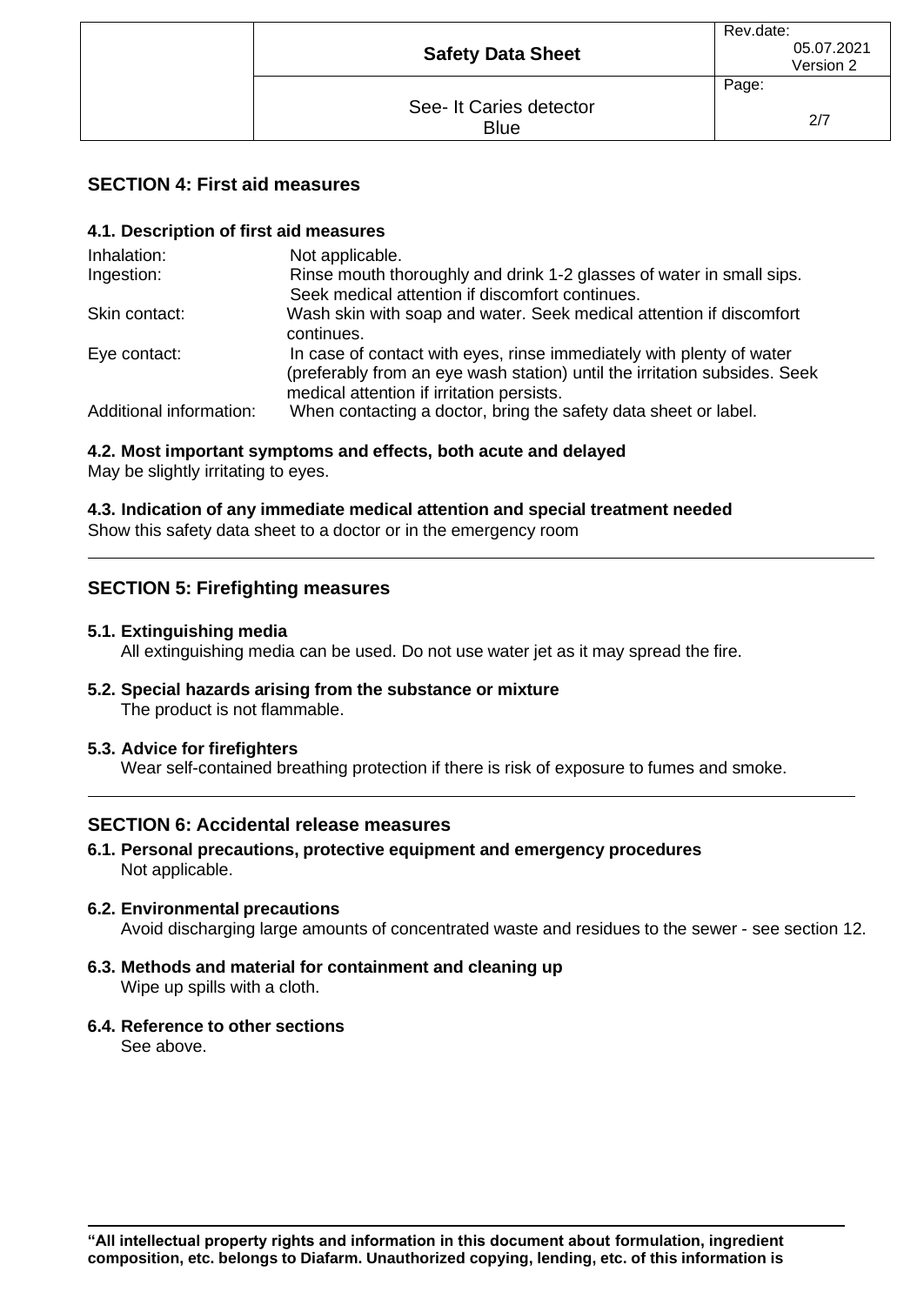## SECTION 4: First aid measures

### 4.1. Description of first aid measures

| | |
|---|---|
| Inhalation: | Not applicable. |
| Ingestion: | Rinse mouth thoroughly and drink 1-2 glasses of water in small sips. Seek medical attention if discomfort continues. |
| Skin contact: | Wash skin with soap and water. Seek medical attention if discomfort continues. |
| Eye contact: | In case of contact with eyes, rinse immediately with plenty of water (preferably from an eye wash station) until the irritation subsides. Seek medical attention if irritation persists. |
| Additional information: | When contacting a doctor, bring the safety data sheet or label. |

### 4.2. Most important symptoms and effects, both acute and delayed

May be slightly irritating to eyes.

### 4.3. Indication of any immediate medical attention and special treatment needed

Show this safety data sheet to a doctor or in the emergency room

---

## SECTION 5: Firefighting measures

### 5.1. Extinguishing media

All extinguishing media can be used. Do not use water jet as it may spread the fire.

### 5.2. Special hazards arising from the substance or mixture

The product is not flammable.

### 5.3. Advice for firefighters

Wear self-contained breathing protection if there is risk of exposure to fumes and smoke.

---

## SECTION 6: Accidental release measures

### 6.1. Personal precautions, protective equipment and emergency procedures

Not applicable.

### 6.2. Environmental precautions

Avoid discharging large amounts of concentrated waste and residues to the sewer - see section 12.

### 6.3. Methods and material for containment and cleaning up

Wipe up spills with a cloth.

### 6.4. Reference to other sections

See above.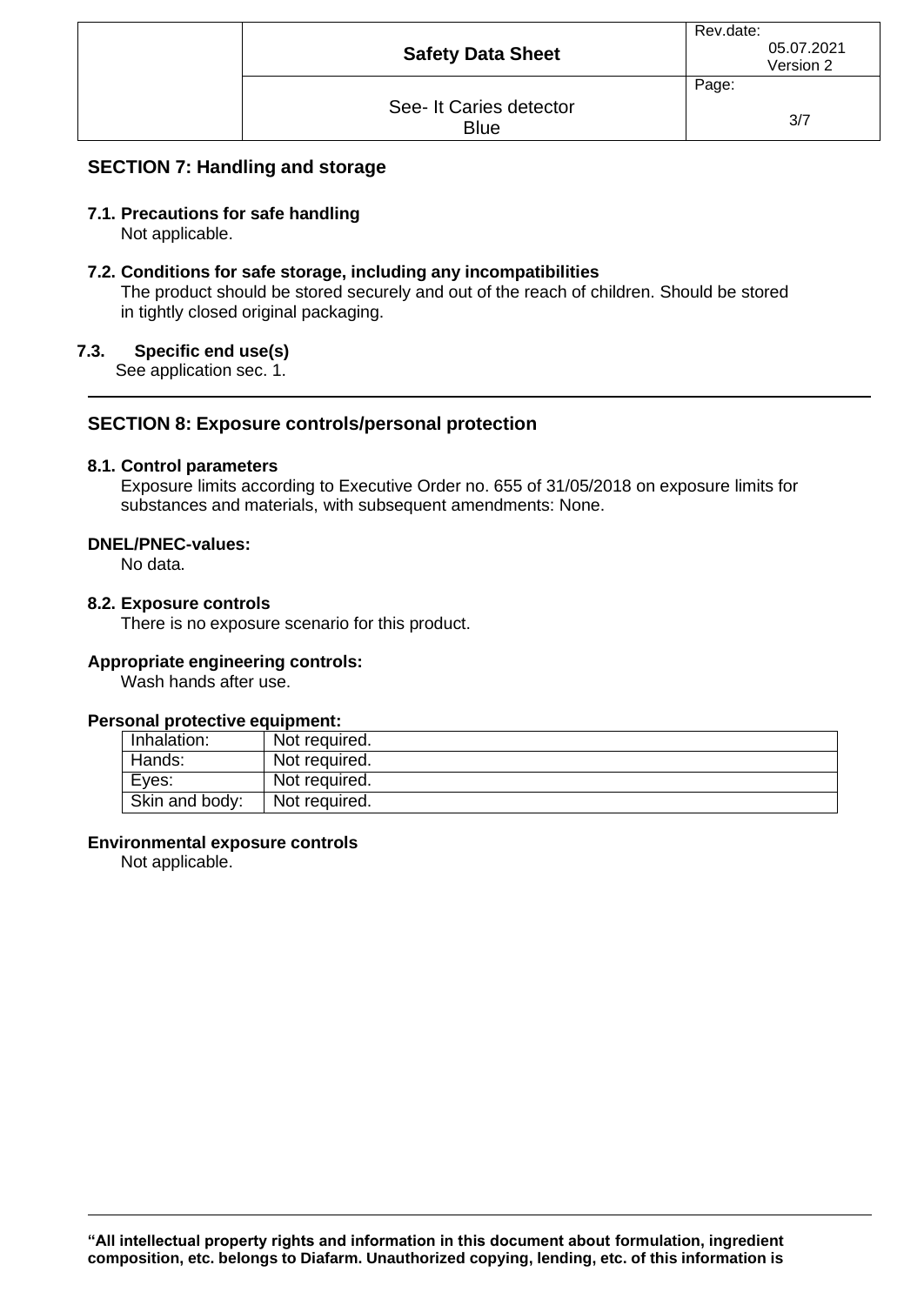## SECTION 7: Handling and storage

### 7.1. Precautions for safe handling

Not applicable.

### 7.2. Conditions for safe storage, including any incompatibilities

The product should be stored securely and out of the reach of children. Should be stored in tightly closed original packaging.

### 7.3. Specific end use(s)

See application sec. 1.

## SECTION 8: Exposure controls/personal protection

### 8.1. Control parameters

Exposure limits according to Executive Order no. 655 of 31/05/2018 on exposure limits for substances and materials, with subsequent amendments: None.

**DNEL/PNEC-values:**

No data.

### 8.2. Exposure controls

There is no exposure scenario for this product.

**Appropriate engineering controls:**

Wash hands after use.

**Personal protective equipment:**

| | |
|---|---|
| Inhalation: | Not required. |
| Hands: | Not required. |
| Eyes: | Not required. |
| Skin and body: | Not required. |

**Environmental exposure controls**

Not applicable.

**"All intellectual property rights and information in this document about formulation, ingredient composition, etc. belongs to Diafarm. Unauthorized copying, lending, etc. of this information is**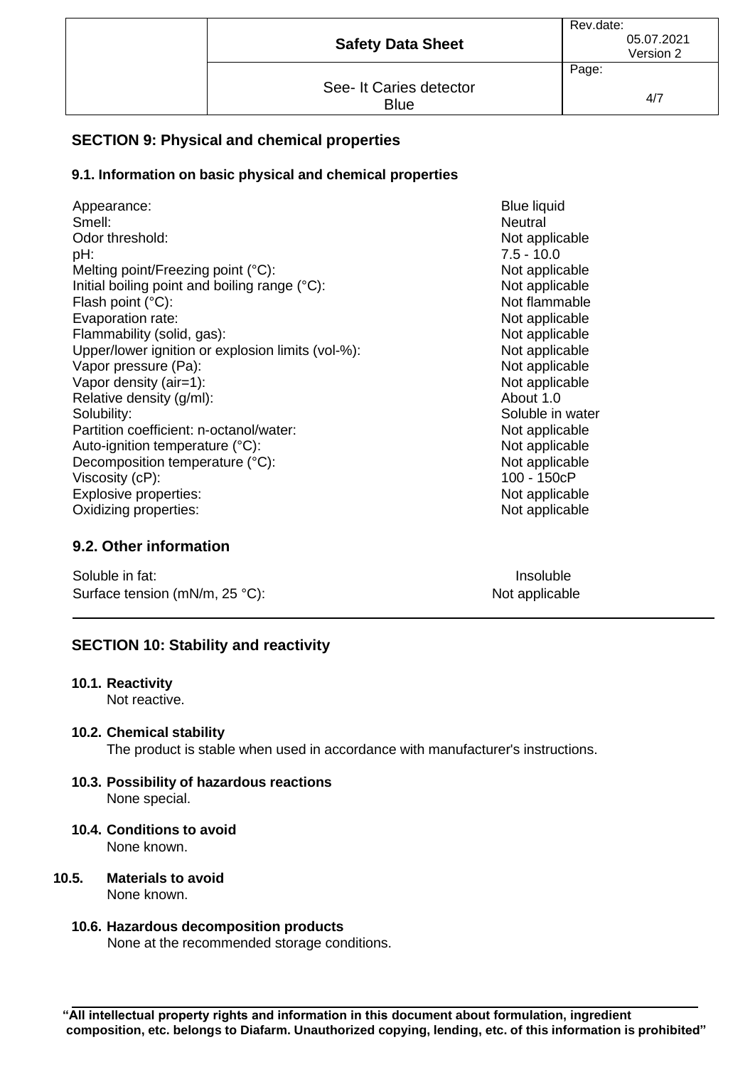## SECTION 9: Physical and chemical properties

### 9.1. Information on basic physical and chemical properties

| Property | Value |
|---|---|
| Appearance: | Blue liquid |
| Smell: | Neutral |
| Odor threshold: | Not applicable |
| pH: | 7.5 - 10.0 |
| Melting point/Freezing point (°C): | Not applicable |
| Initial boiling point and boiling range (°C): | Not applicable |
| Flash point (°C): | Not flammable |
| Evaporation rate: | Not applicable |
| Flammability (solid, gas): | Not applicable |
| Upper/lower ignition or explosion limits (vol-%): | Not applicable |
| Vapor pressure (Pa): | Not applicable |
| Vapor density (air=1): | Not applicable |
| Relative density (g/ml): | About 1.0 |
| Solubility: | Soluble in water |
| Partition coefficient: n-octanol/water: | Not applicable |
| Auto-ignition temperature (°C): | Not applicable |
| Decomposition temperature (°C): | Not applicable |
| Viscosity (cP): | 100 - 150cP |
| Explosive properties: | Not applicable |
| Oxidizing properties: | Not applicable |

### 9.2. Other information

| Property | Value |
|---|---|
| Soluble in fat: | Insoluble |
| Surface tension (mN/m, 25 °C): | Not applicable |

## SECTION 10: Stability and reactivity

**10.1. Reactivity**

Not reactive.

**10.2. Chemical stability**

The product is stable when used in accordance with manufacturer's instructions.

**10.3. Possibility of hazardous reactions**

None special.

**10.4. Conditions to avoid**

None known.

**10.5. Materials to avoid**

None known.

**10.6. Hazardous decomposition products**

None at the recommended storage conditions.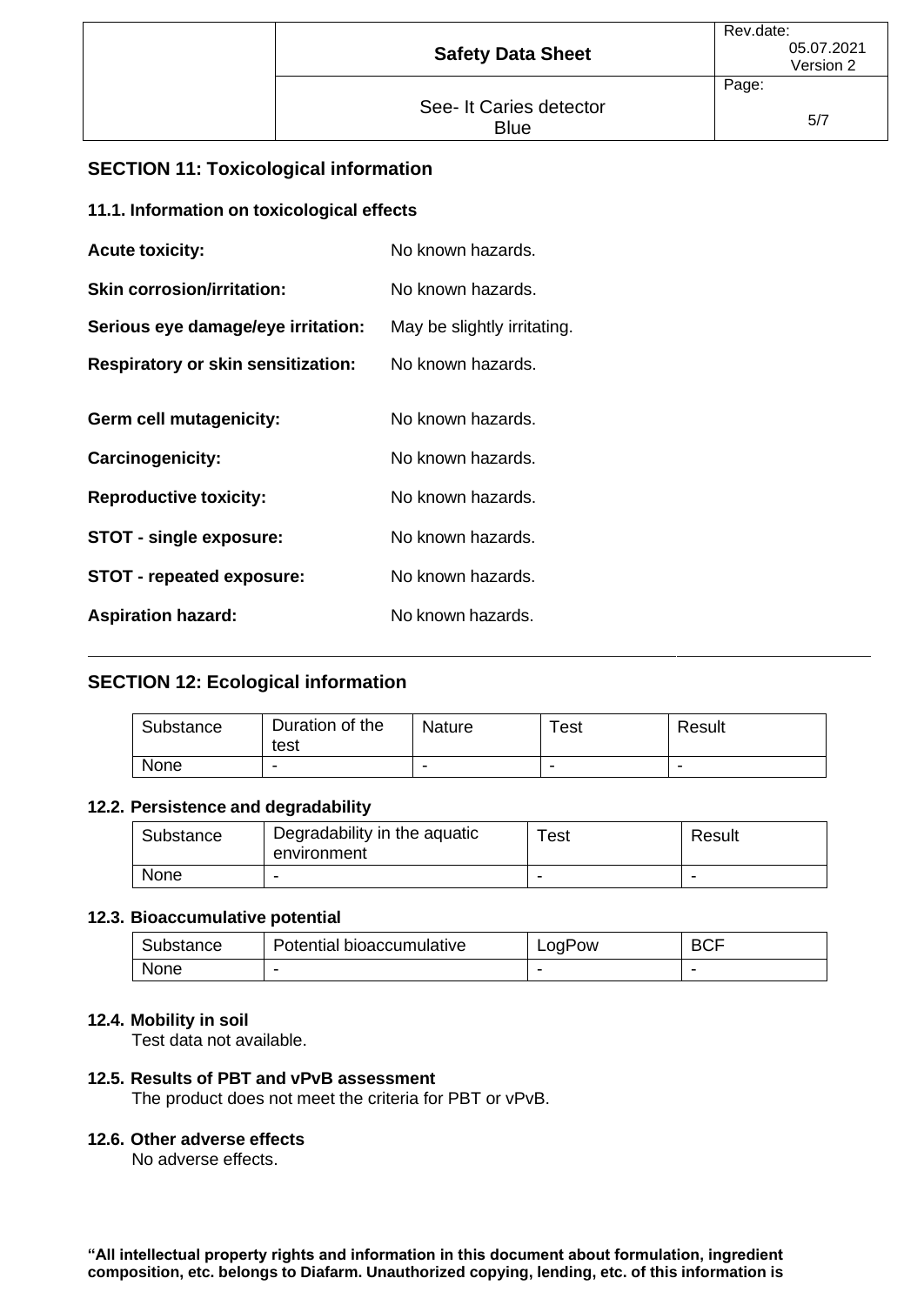## SECTION 11: Toxicological information

### 11.1. Information on toxicological effects

**Acute toxicity:** No known hazards.

**Skin corrosion/irritation:** No known hazards.

**Serious eye damage/eye irritation:** May be slightly irritating.

**Respiratory or skin sensitization:** No known hazards.

**Germ cell mutagenicity:** No known hazards.

**Carcinogenicity:** No known hazards.

**Reproductive toxicity:** No known hazards.

**STOT - single exposure:** No known hazards.

**STOT - repeated exposure:** No known hazards.

**Aspiration hazard:** No known hazards.

## SECTION 12: Ecological information

| Substance | Duration of the test | Nature | Test | Result |
|---|---|---|---|---|
| None | - | - | - | - |

### 12.2. Persistence and degradability

| Substance | Degradability in the aquatic environment | Test | Result |
|---|---|---|---|
| None | - | - | - |

### 12.3. Bioaccumulative potential

| Substance | Potential bioaccumulative | LogPow | BCF |
|---|---|---|---|
| None | - | - | - |

### 12.4. Mobility in soil

Test data not available.

### 12.5. Results of PBT and vPvB assessment

The product does not meet the criteria for PBT or vPvB.

### 12.6. Other adverse effects

No adverse effects.

**"All intellectual property rights and information in this document about formulation, ingredient composition, etc. belongs to Diafarm. Unauthorized copying, lending, etc. of this information is**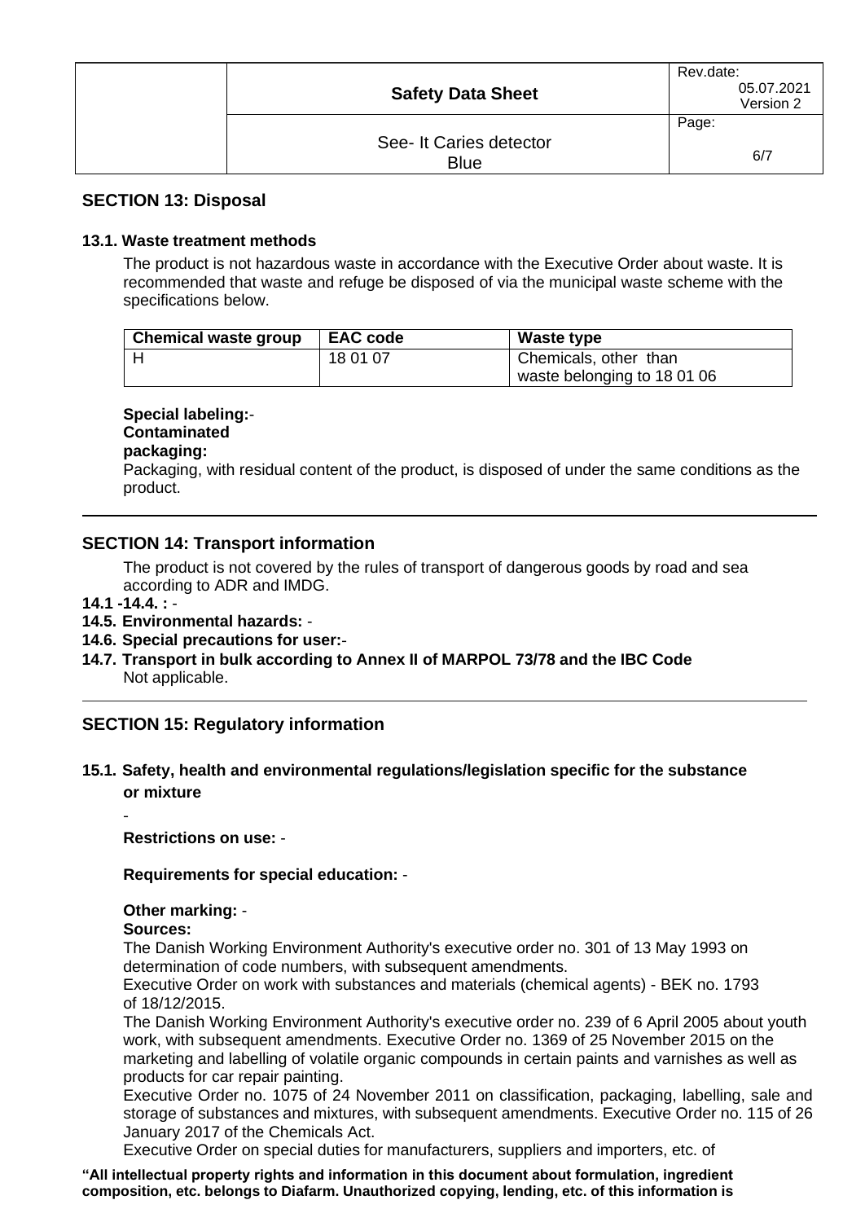## SECTION 13: Disposal

### 13.1. Waste treatment methods

The product is not hazardous waste in accordance with the Executive Order about waste. It is recommended that waste and refuge be disposed of via the municipal waste scheme with the specifications below.

| Chemical waste group | EAC code | Waste type |
|---|---|---|
| H | 18 01 07 | Chemicals, other than waste belonging to 18 01 06 |

**Special labeling:**-

**Contaminated packaging:**

Packaging, with residual content of the product, is disposed of under the same conditions as the product.

## SECTION 14: Transport information

The product is not covered by the rules of transport of dangerous goods by road and sea according to ADR and IMDG.

**14.1 -14.4. :** -

**14.5. Environmental hazards:** -

**14.6. Special precautions for user:**-

**14.7. Transport in bulk according to Annex II of MARPOL 73/78 and the IBC Code**

Not applicable.

## SECTION 15: Regulatory information

### 15.1. Safety, health and environmental regulations/legislation specific for the substance or mixture

-

**Restrictions on use:** -

**Requirements for special education:** -

**Other marking:** -

**Sources:**

The Danish Working Environment Authority's executive order no. 301 of 13 May 1993 on determination of code numbers, with subsequent amendments.

Executive Order on work with substances and materials (chemical agents) - BEK no. 1793 of 18/12/2015.

The Danish Working Environment Authority's executive order no. 239 of 6 April 2005 about youth work, with subsequent amendments. Executive Order no. 1369 of 25 November 2015 on the marketing and labelling of volatile organic compounds in certain paints and varnishes as well as products for car repair painting.

Executive Order no. 1075 of 24 November 2011 on classification, packaging, labelling, sale and storage of substances and mixtures, with subsequent amendments. Executive Order no. 115 of 26 January 2017 of the Chemicals Act.

Executive Order on special duties for manufacturers, suppliers and importers, etc. of

**"All intellectual property rights and information in this document about formulation, ingredient composition, etc. belongs to Diafarm. Unauthorized copying, lending, etc. of this information is**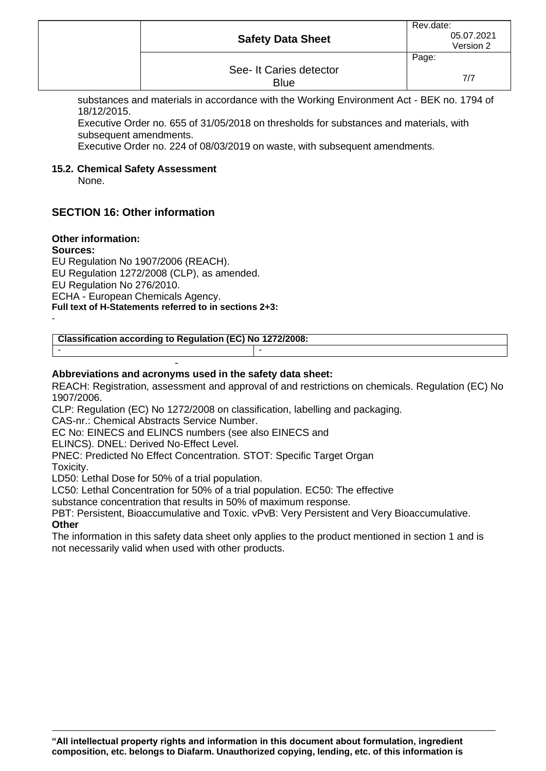substances and materials in accordance with the Working Environment Act - BEK no. 1794 of 18/12/2015.
Executive Order no. 655 of 31/05/2018 on thresholds for substances and materials, with subsequent amendments.
Executive Order no. 224 of 08/03/2019 on waste, with subsequent amendments.

**15.2. Chemical Safety Assessment**
None.

## SECTION 16: Other information

**Other information:**
**Sources:**
EU Regulation No 1907/2006 (REACH).
EU Regulation 1272/2008 (CLP), as amended.
EU Regulation No 276/2010.
ECHA - European Chemicals Agency.
**Full text of H-Statements referred to in sections 2+3:**
-

| Classification according to Regulation (EC) No 1272/2008: | |
|---|---|
| - | - |

-

**Abbreviations and acronyms used in the safety data sheet:**
REACH: Registration, assessment and approval of and restrictions on chemicals. Regulation (EC) No 1907/2006.
CLP: Regulation (EC) No 1272/2008 on classification, labelling and packaging.
CAS-nr.: Chemical Abstracts Service Number.
EC No: EINECS and ELINCS numbers (see also EINECS and ELINCS). DNEL: Derived No-Effect Level.
PNEC: Predicted No Effect Concentration. STOT: Specific Target Organ Toxicity.
LD50: Lethal Dose for 50% of a trial population.
LC50: Lethal Concentration for 50% of a trial population. EC50: The effective substance concentration that results in 50% of maximum response.
PBT: Persistent, Bioaccumulative and Toxic. vPvB: Very Persistent and Very Bioaccumulative.
**Other**
The information in this safety data sheet only applies to the product mentioned in section 1 and is not necessarily valid when used with other products.

**"All intellectual property rights and information in this document about formulation, ingredient composition, etc. belongs to Diafarm. Unauthorized copying, lending, etc. of this information is**